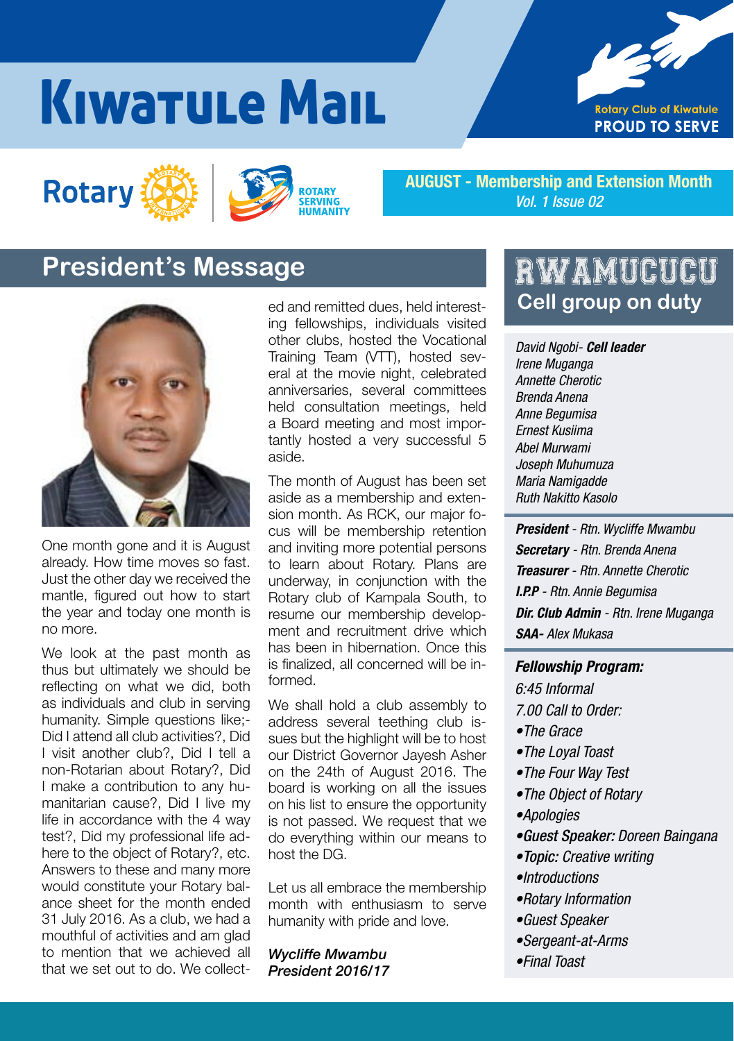# Kiwatule Mail

Rotary Club of Kiwatule
**PROUD TO SERVE**

Rotary | ROTARY SERVING HUMANITY

**AUGUST - Membership and Extension Month**
*Vol. 1 Issue 02*

## President's Message

One month gone and it is August already. How time moves so fast. Just the other day we received the mantle, figured out how to start the year and today one month is no more.

We look at the past month as thus but ultimately we should be reflecting on what we did, both as individuals and club in serving humanity. Simple questions like;- Did I attend all club activities?, Did I visit another club?, Did I tell a non-Rotarian about Rotary?, Did I make a contribution to any humanitarian cause?, Did I live my life in accordance with the 4 way test?, Did my professional life adhere to the object of Rotary?, etc. Answers to these and many more would constitute your Rotary balance sheet for the month ended 31 July 2016. As a club, we had a mouthful of activities and am glad to mention that we achieved all that we set out to do. We collected and remitted dues, held interesting fellowships, individuals visited other clubs, hosted the Vocational Training Team (VTT), hosted several at the movie night, celebrated anniversaries, several committees held consultation meetings, held a Board meeting and most importantly hosted a very successful 5 aside.

The month of August has been set aside as a membership and extension month. As RCK, our major focus will be membership retention and inviting more potential persons to learn about Rotary. Plans are underway, in conjunction with the Rotary club of Kampala South, to resume our membership development and recruitment drive which has been in hibernation. Once this is finalized, all concerned will be informed.

We shall hold a club assembly to address several teething club issues but the highlight will be to host our District Governor Jayesh Asher on the 24th of August 2016. The board is working on all the issues on his list to ensure the opportunity is not passed. We request that we do everything within our means to host the DG.

Let us all embrace the membership month with enthusiasm to serve humanity with pride and love.

***Wycliffe Mwambu***
***President 2016/17***

## RWAMUCUCU
### Cell group on duty

*David Ngobi- **Cell leader***
*Irene Muganga*
*Annette Cherotic*
*Brenda Anena*
*Anne Begumisa*
*Ernest Kusiima*
*Abel Murwami*
*Joseph Muhumuza*
*Maria Namigadde*
*Ruth Nakitto Kasolo*

***President*** *- Rtn. Wycliffe Mwambu*
***Secretary*** *- Rtn. Brenda Anena*
***Treasurer*** *- Rtn. Annette Cherotic*
***I.P.P*** *- Rtn. Annie Begumisa*
***Dir. Club Admin*** *- Rtn. Irene Muganga*
***SAA-*** *Alex Mukasa*

***Fellowship Program:***

*6:45 Informal*
*7.00 Call to Order:*

- *The Grace*
- *The Loyal Toast*
- *The Four Way Test*
- *The Object of Rotary*
- *Apologies*
- ***Guest Speaker:*** *Doreen Baingana*
- ***Topic:*** *Creative writing*
- *Introductions*
- *Rotary Information*
- *Guest Speaker*
- *Sergeant-at-Arms*
- *Final Toast*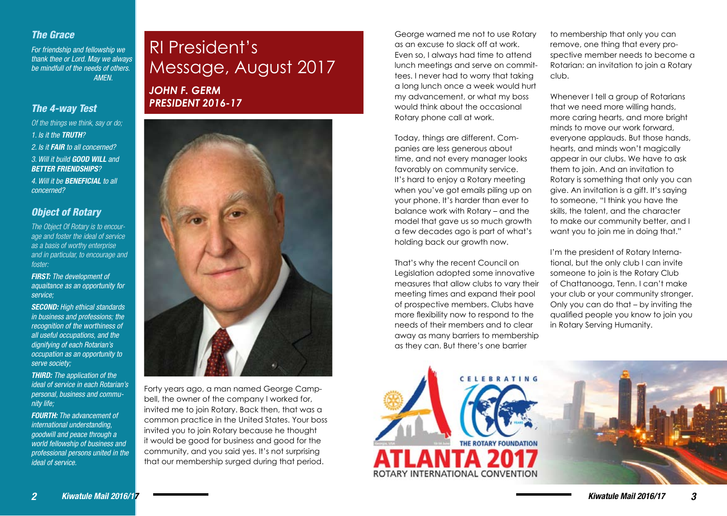### *The Grace*

*For friendship and fellowship we thank thee or Lord. May we always be mindfull of the needs of others.*
*AMEN.*

### *The 4-way Test*

*Of the things we think, say or do;*

*1. Is it the **TRUTH**?*

*2. Is it **FAIR** to all concerned?*

*3. Will it build **GOOD WILL** and **BETTER FRIENDSHIPS**?*

*4. Will it be **BENEFICIAL** to all concerned?*

### *Object of Rotary*

*The Object Of Rotary is to encourage and foster the ideal of service as a basis of worthy enterprise and in particular, to encourage and foster:*

***FIRST:** The development of aquaitance as an opportunity for service;*

***SECOND:** High ethical standards in business and professions; the recognition of the worthiness of all useful occupations, and the dignifying of each Rotarian's occupation as an opportunity to serve society;*

***THIRD:** The application of the ideal of service in each Rotarian's personal, business and community life;*

***FOURTH:** The advancement of international understanding, goodwill and peace through a world fellowship of business and professional persons united in the ideal of service.*

# RI President's Message, August 2017

***JOHN F. GERM***
***PRESIDENT 2016-17***

Forty years ago, a man named George Campbell, the owner of the company I worked for, invited me to join Rotary. Back then, that was a common practice in the United States. Your boss invited you to join Rotary because he thought it would be good for business and good for the community, and you said yes. It's not surprising that our membership surged during that period.

George warned me not to use Rotary as an excuse to slack off at work. Even so, I always had time to attend lunch meetings and serve on committees. I never had to worry that taking a long lunch once a week would hurt my advancement, or what my boss would think about the occasional Rotary phone call at work.

Today, things are different. Companies are less generous about time, and not every manager looks favorably on community service. It's hard to enjoy a Rotary meeting when you've got emails piling up on your phone. It's harder than ever to balance work with Rotary – and the model that gave us so much growth a few decades ago is part of what's holding back our growth now.

That's why the recent Council on Legislation adopted some innovative measures that allow clubs to vary their meeting times and expand their pool of prospective members. Clubs have more flexibility now to respond to the needs of their members and to clear away as many barriers to membership as they can. But there's one barrier to membership that only you can remove, one thing that every prospective member needs to become a Rotarian: an invitation to join a Rotary club.

Whenever I tell a group of Rotarians that we need more willing hands, more caring hearts, and more bright minds to move our work forward, everyone applauds. But those hands, hearts, and minds won't magically appear in our clubs. We have to ask them to join. And an invitation to Rotary is something that only you can give. An invitation is a gift. It's saying to someone, "I think you have the skills, the talent, and the character to make our community better, and I want you to join me in doing that."

I'm the president of Rotary International, but the only club I can invite someone to join is the Rotary Club of Chattanooga, Tenn. I can't make your club or your community stronger. Only you can do that – by inviting the qualified people you know to join you in Rotary Serving Humanity.

CELEBRATING 100 YEARS THE ROTARY FOUNDATION
ATLANTA 2017
ROTARY INTERNATIONAL CONVENTION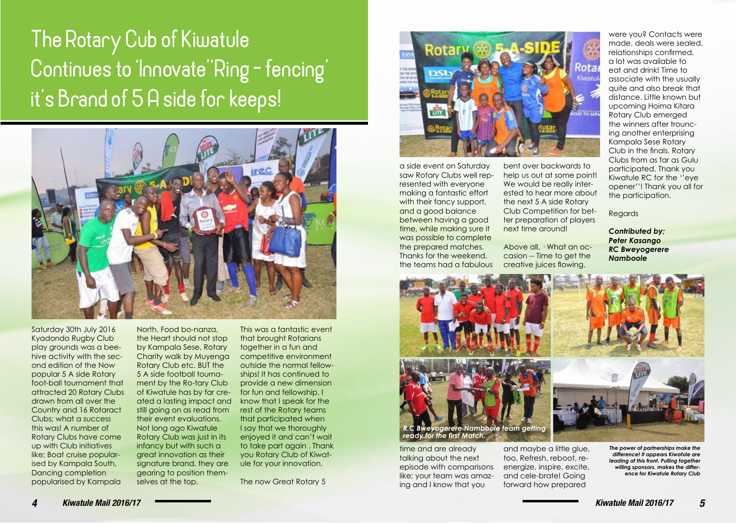# The Rotary Cub of Kiwatule Continues to 'Innovate' 'Ring - fencing' it's Brand of 5 A side for keeps!

Saturday 30th July 2016 Kyadondo Rugby Club play grounds was a bee-hive activity with the second edition of the Now popular 5 A side Rotary foot-ball tournament that attracted 20 Rotary Clubs drawn from all over the Country and 16 Rotaract Clubs; what a success this was! A number of Rotary Clubs have come up with Club initiatives like; Boat cruise popularised by Kampala South, Dancing completion popularised by Kampala North, Food bo-nanza, the Heart should not stop by Kampala Sese, Rotary Charity walk by Muyenga Rotary Club etc. BUT the 5 A side football tourna-ment by the Ro-tary Club of Kiwatule has by far cre-ated a lasting impact and still going on as read from their event evaluations. Not long ago Kiwatule Rotary Club was just in its infancy but with such a great innovation as their signature brand, they are gearing to position them-selves at the top.

This was a fantastic event that brought Rotarians together in a fun and competitive environment outside the normal fellow-ships! It has continued to provide a new dimension for fun and fellowship. I know that I speak for the rest of the Rotary teams that participated when I say that we thoroughly enjoyed it and can't wait to take part again . Thank you Rotary Club of Kiwat-ule for your innovation.

The now Great Rotary 5 a side event on Saturday saw Rotary Clubs well rep-resented with everyone making a fantastic effort with their fancy support, and a good balance between having a good time, while making sure it was possible to complete the prepared matches. Thanks for the weekend, the teams had a fabulous time and are already talking about the next episode with comparisons like; your team was amaz-ing and I know that you bent over backwards to help us out at some point! We would be really inter-ested to hear more about the next 5 A side Rotary Club Competition for bet-ter preparation of players next time around!

Above all, · What an oc-casion -- Time to get the creative juices flowing, and maybe a little glue, too. Refresh, reboot, re-energize, inspire, excite, and cele-brate! Going forward how prepared were you? Contacts were made, deals were sealed, relationships confirmed, a lot was available to eat and drink! Time to associate with the usually quite and also break that distance. Little known but upcoming Hoima Kitara Rotary Club emerged the winners after trouncing another enterprising Kampala Sese Rotary Club in the finals. Rotary Clubs from as far as Gulu participated. Thank you Kiwatule RC for the ''eye opener''! Thank you all for the participation.

Regards

***Contributed by;***
***Peter Kasango***
***RC Bweyogerere Namboole***

***R.C Bweyogerere Namboole team getting ready for the first Match.***

***The power of partnerships make the difference! It appears Kiwatule are leading at this front. Pulling together willing sponsors, makes the difference for Kiwatule Rotary Club***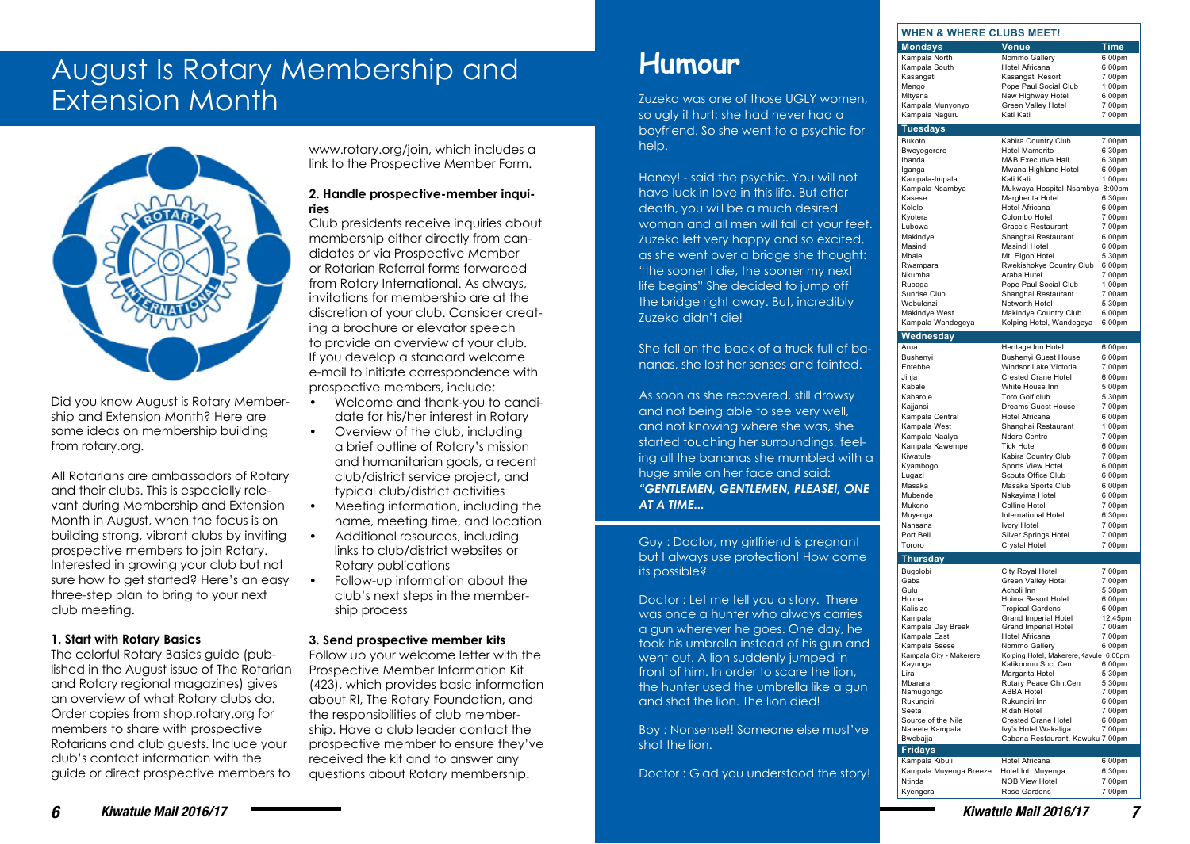# August Is Rotary Membership and Extension Month

Did you know August is Rotary Membership and Extension Month? Here are some ideas on membership building from rotary.org.

All Rotarians are ambassadors of Rotary and their clubs. This is especially relevant during Membership and Extension Month in August, when the focus is on building strong, vibrant clubs by inviting prospective members to join Rotary. Interested in growing your club but not sure how to get started? Here's an easy three-step plan to bring to your next club meeting.

### 1. Start with Rotary Basics

The colorful Rotary Basics guide (published in the August issue of The Rotarian and Rotary regional magazines) gives an overview of what Rotary clubs do. Order copies from shop.rotary.org for members to share with prospective Rotarians and club guests. Include your club's contact information with the guide or direct prospective members to www.rotary.org/join, which includes a link to the Prospective Member Form.

### 2. Handle prospective-member inquiries

Club presidents receive inquiries about membership either directly from candidates or via Prospective Member or Rotarian Referral forms forwarded from Rotary International. As always, invitations for membership are at the discretion of your club. Consider creating a brochure or elevator speech to provide an overview of your club. If you develop a standard welcome e-mail to initiate correspondence with prospective members, include:

- Welcome and thank-you to candidate for his/her interest in Rotary
- Overview of the club, including a brief outline of Rotary's mission and humanitarian goals, a recent club/district service project, and typical club/district activities
- Meeting information, including the name, meeting time, and location
- Additional resources, including links to club/district websites or Rotary publications
- Follow-up information about the club's next steps in the membership process

### 3. Send prospective member kits

Follow up your welcome letter with the Prospective Member Information Kit (423), which provides basic information about RI, The Rotary Foundation, and the responsibilities of club membership. Have a club leader contact the prospective member to ensure they've received the kit and to answer any questions about Rotary membership.

# Humour

Zuzeka was one of those UGLY women, so ugly it hurt; she had never had a boyfriend. So she went to a psychic for help.

Honey! - said the psychic. You will not have luck in love in this life. But after death, you will be a much desired woman and all men will fall at your feet. Zuzeka left very happy and so excited, as she went over a bridge she thought: "the sooner I die, the sooner my next life begins" She decided to jump off the bridge right away. But, incredibly Zuzeka didn't die!

She fell on the back of a truck full of bananas, she lost her senses and fainted.

As soon as she recovered, still drowsy and not being able to see very well, and not knowing where she was, she started touching her surroundings, feeling all the bananas she mumbled with a huge smile on her face and said: ***"GENTLEMEN, GENTLEMEN, PLEASE!, ONE AT A TIME...***

Guy : Doctor, my girlfriend is pregnant but I always use protection! How come its possible?

Doctor : Let me tell you a story. There was once a hunter who always carries a gun wherever he goes. One day, he took his umbrella instead of his gun and went out. A lion suddenly jumped in front of him. In order to scare the lion, the hunter used the umbrella like a gun and shot the lion. The lion died!

Boy : Nonsense!! Someone else must've shot the lion.

Doctor : Glad you understood the story!

## WHEN & WHERE CLUBS MEET!

| Mondays | Venue | Time |
|---|---|---|
| Kampala North | Nommo Gallery | 6:00pm |
| Kampala South | Hotel Africana | 6:00pm |
| Kasangati | Kasangati Resort | 7:00pm |
| Mengo | Pope Paul Social Club | 1:00pm |
| Mityana | New Highway Hotel | 6:00pm |
| Kampala Munyonyo | Green Valley Hotel | 7:00pm |
| Kampala Naguru | Kati Kati | 7:00pm |
| **Tuesdays** | | |
| Bukoto | Kabira Country Club | 7:00pm |
| Bweyogerere | Hotel Mamerito | 6:30pm |
| Ibanda | M&B Executive Hall | 6:30pm |
| Iganga | Mwana Highland Hotel | 6:00pm |
| Kampala-Impala | Kati Kati | 1:00pm |
| Kampala Nsambya | Mukwaya Hospital-Nsambya | 8:00pm |
| Kasese | Margherita Hotel | 6:30pm |
| Kololo | Hotel Africana | 6:00pm |
| Kyotera | Colombo Hotel | 7:00pm |
| Lubowa | Grace's Restaurant | 7:00pm |
| Makindye | Shanghai Restaurant | 6:00pm |
| Masindi | Masindi Hotel | 6:00pm |
| Mbale | Mt. Elgon Hotel | 5:30pm |
| Rwampara | Rwekishokye Country Club | 6:00pm |
| Nkumba | Araba Hutel | 7:00pm |
| Rubaga | Pope Paul Social Club | 1:00pm |
| Sunrise Club | Shanghai Restaurant | 7:00am |
| Wobulenzi | Networth Hotel | 5:30pm |
| Makindye West | Makindye Country Club | 6:00pm |
| Kampala Wandegeya | Kolping Hotel, Wandegeya | 6:00pm |
| **Wednesday** | | |
| Arua | Heritage Inn Hotel | 6:00pm |
| Bushenyi | Bushenyi Guest House | 6:00pm |
| Entebbe | Windsor Lake Victoria | 7:00pm |
| Jinja | Crested Crane Hotel | 6:00pm |
| Kabale | White House Inn | 5:00pm |
| Kabarole | Toro Golf club | 5:30pm |
| Kajjansi | Dreams Guest House | 7:00pm |
| Kampala Central | Hotel Africana | 6:00pm |
| Kampala West | Shanghai Restaurant | 1:00pm |
| Kampala Naalya | Ndere Centre | 7:00pm |
| Kampala Kawempe | Tick Hotel | 6:00pm |
| Kiwatule | Kabira Country Club | 7:00pm |
| Kyambogo | Sports View Hotel | 6:00pm |
| Lugazi | Scouts Office Club | 6:00pm |
| Masaka | Masaka Sports Club | 6:00pm |
| Mubende | Nakayima Hotel | 6:00pm |
| Mukono | Colline Hotel | 7:00pm |
| Muyenga | International Hotel | 6:30pm |
| Nansana | Ivory Hotel | 7:00pm |
| Port Bell | Silver Springs Hotel | 7:00pm |
| Tororo | Crystal Hotel | 7:00pm |
| **Thursday** | | |
| Bugolobi | City Royal Hotel | 7:00pm |
| Gaba | Green Valley Hotel | 7:00pm |
| Gulu | Acholi Inn | 5:30pm |
| Hoima | Hoima Resort Hotel | 6:00pm |
| Kalisizo | Tropical Gardens | 6:00pm |
| Kampala | Grand Imperial Hotel | 12:45pm |
| Kampala Day Break | Grand Imperial Hotel | 7:00am |
| Kampala East | Hotel Africana | 7:00pm |
| Kampala Ssese | Nommo Gallery | 6:00pm |
| Kampala City - Makerere | Kolping Hotel, Makerere,Kavule | 6:00pm |
| Kayunga | Katikoomu Soc. Cen. | 6:00pm |
| Lira | Margarita Hotel | 5:30pm |
| Mbarara | Rotary Peace Chn.Cen | 5:30pm |
| Namugongo | ABBA Hotel | 7:00pm |
| Rukungiri | Rukungiri Inn | 6:00pm |
| Seeta | Ridah Hotel | 7:00pm |
| Source of the Nile | Crested Crane Hotel | 6:00pm |
| Nateete Kampala | Ivy's Hotel Wakaliga | 7:00pm |
| Bwebajja | Cabana Restaurant, Kawuku | 7:00pm |
| **Fridays** | | |
| Kampala Kibuli | Hotel Africana | 6:00pm |
| Kampala Muyenga Breeze | Hotel Int. Muyenga | 6:30pm |
| Ntinda | NOB View Hotel | 7:00pm |
| Kyengera | Rose Gardens | 7:00pm |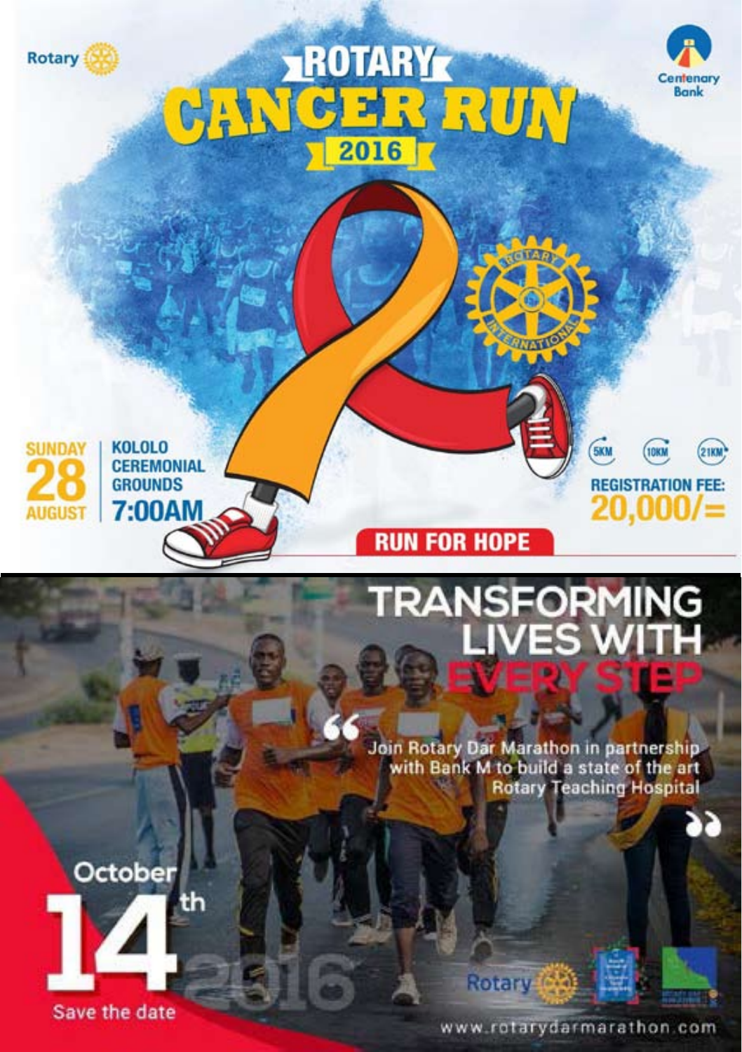Rotary

Centenary Bank

# ROTARY CANCER RUN 2016

SUNDAY 28 AUGUST

KOLOLO CEREMONIAL GROUNDS

7:00AM

5KM 10KM 21KM

REGISTRATION FEE: 20,000/=

RUN FOR HOPE

# TRANSFORMING LIVES WITH EVERY STEP

"Join Rotary Dar Marathon in partnership with Bank M to build a state of the art Rotary Teaching Hospital"

October 14th 2016

Save the date

Rotary

www.rotarydarmarathon.com